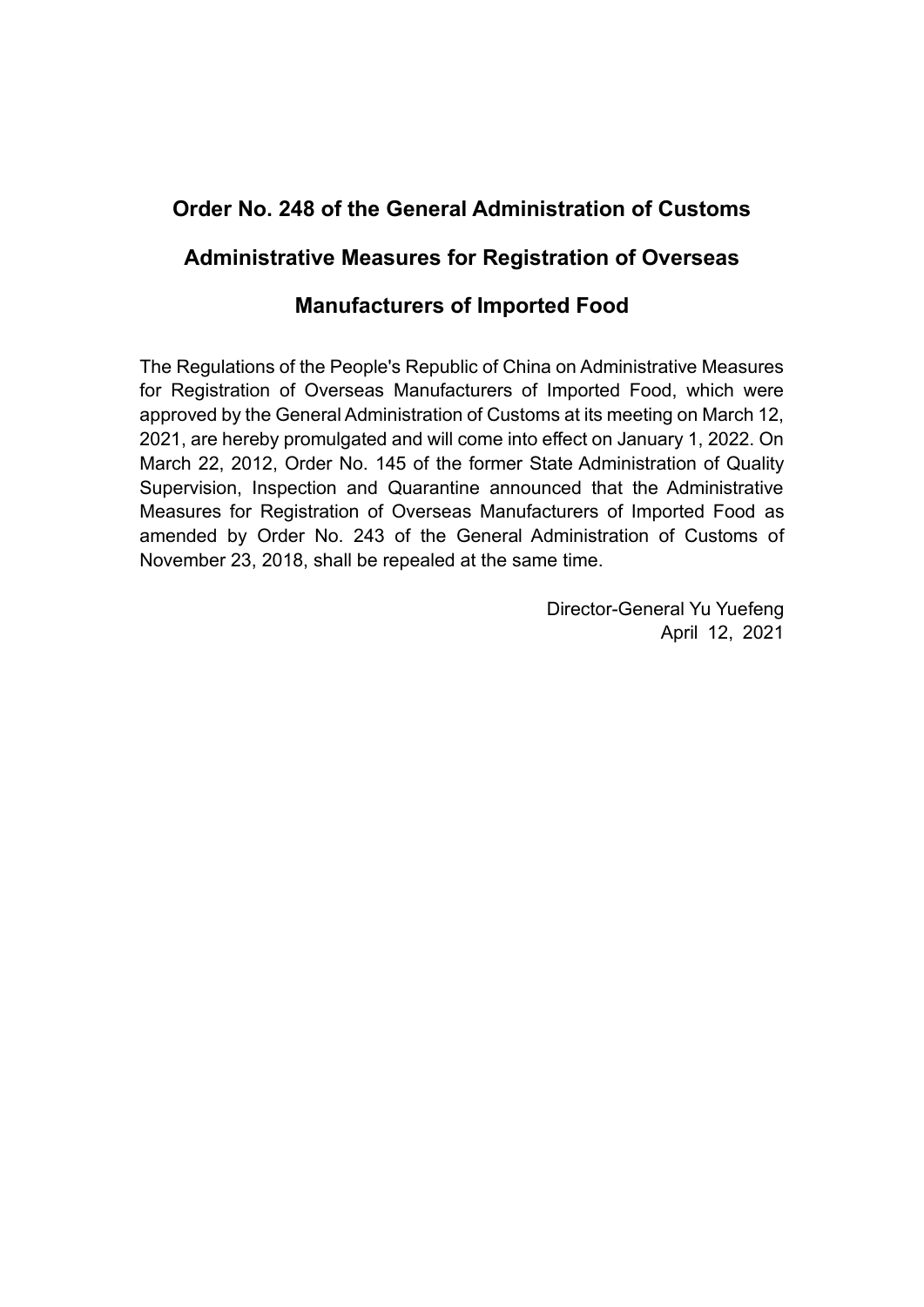# Order No. 248 of the General Administration of Customs

# Administrative Measures for Registration of Overseas Manufacturers of Imported Food

The Regulations of the People's Republic of China on Administrative Measures for Registration of Overseas Manufacturers of Imported Food, which were approved by the General Administration of Customs at its meeting on March 12, 2021, are hereby promulgated and will come into effect on January 1, 2022. On March 22, 2012, Order No. 145 of the former State Administration of Quality Supervision, Inspection and Quarantine announced that the Administrative Measures for Registration of Overseas Manufacturers of Imported Food as amended by Order No. 243 of the General Administration of Customs of November 23, 2018, shall be repealed at the same time.

Director-General Yu Yuefeng
April 12, 2021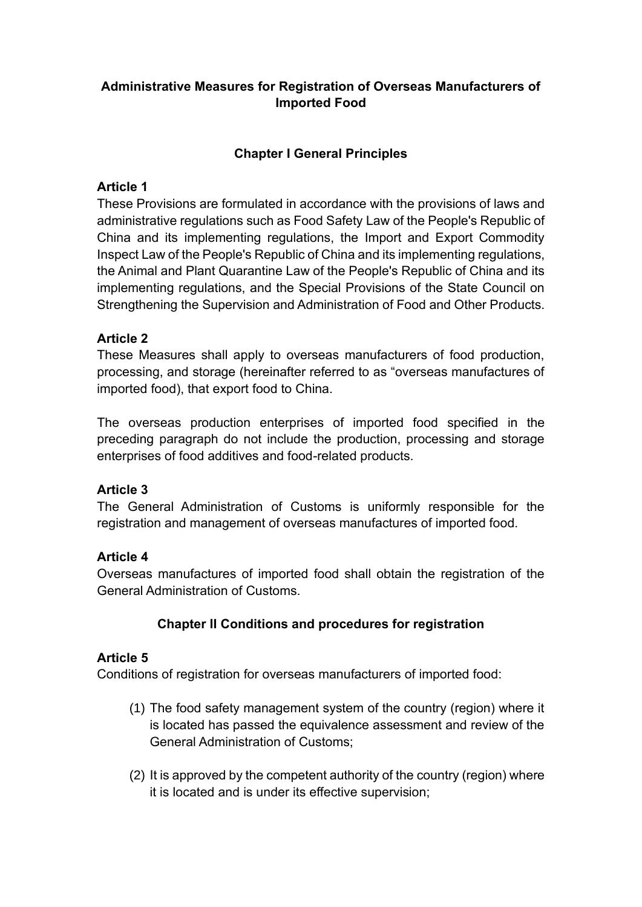# Administrative Measures for Registration of Overseas Manufacturers of Imported Food

## Chapter I General Principles

**Article 1**

These Provisions are formulated in accordance with the provisions of laws and administrative regulations such as Food Safety Law of the People's Republic of China and its implementing regulations, the Import and Export Commodity Inspect Law of the People's Republic of China and its implementing regulations, the Animal and Plant Quarantine Law of the People's Republic of China and its implementing regulations, and the Special Provisions of the State Council on Strengthening the Supervision and Administration of Food and Other Products.

**Article 2**

These Measures shall apply to overseas manufacturers of food production, processing, and storage (hereinafter referred to as "overseas manufactures of imported food), that export food to China.

The overseas production enterprises of imported food specified in the preceding paragraph do not include the production, processing and storage enterprises of food additives and food-related products.

**Article 3**

The General Administration of Customs is uniformly responsible for the registration and management of overseas manufactures of imported food.

**Article 4**

Overseas manufactures of imported food shall obtain the registration of the General Administration of Customs.

## Chapter II Conditions and procedures for registration

**Article 5**

Conditions of registration for overseas manufacturers of imported food:

(1) The food safety management system of the country (region) where it is located has passed the equivalence assessment and review of the General Administration of Customs;

(2) It is approved by the competent authority of the country (region) where it is located and is under its effective supervision;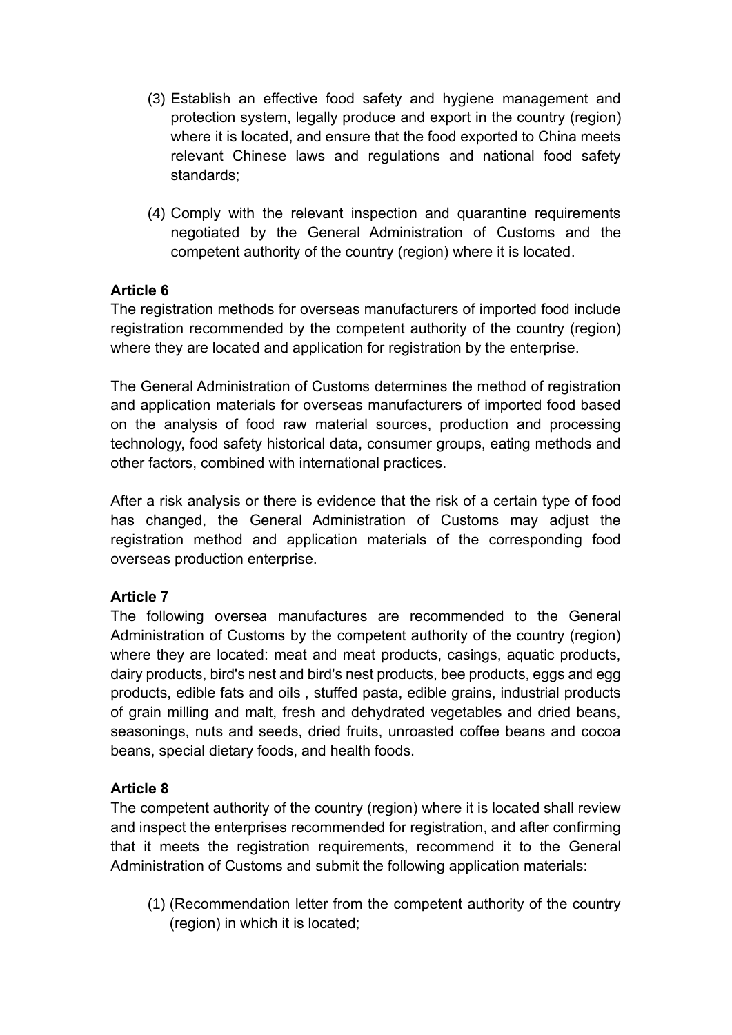(3) Establish an effective food safety and hygiene management and protection system, legally produce and export in the country (region) where it is located, and ensure that the food exported to China meets relevant Chinese laws and regulations and national food safety standards;

(4) Comply with the relevant inspection and quarantine requirements negotiated by the General Administration of Customs and the competent authority of the country (region) where it is located.

**Article 6**

The registration methods for overseas manufacturers of imported food include registration recommended by the competent authority of the country (region) where they are located and application for registration by the enterprise.

The General Administration of Customs determines the method of registration and application materials for overseas manufacturers of imported food based on the analysis of food raw material sources, production and processing technology, food safety historical data, consumer groups, eating methods and other factors, combined with international practices.

After a risk analysis or there is evidence that the risk of a certain type of food has changed, the General Administration of Customs may adjust the registration method and application materials of the corresponding food overseas production enterprise.

**Article 7**

The following oversea manufactures are recommended to the General Administration of Customs by the competent authority of the country (region) where they are located: meat and meat products, casings, aquatic products, dairy products, bird's nest and bird's nest products, bee products, eggs and egg products, edible fats and oils , stuffed pasta, edible grains, industrial products of grain milling and malt, fresh and dehydrated vegetables and dried beans, seasonings, nuts and seeds, dried fruits, unroasted coffee beans and cocoa beans, special dietary foods, and health foods.

**Article 8**

The competent authority of the country (region) where it is located shall review and inspect the enterprises recommended for registration, and after confirming that it meets the registration requirements, recommend it to the General Administration of Customs and submit the following application materials:

(1) (Recommendation letter from the competent authority of the country (region) in which it is located;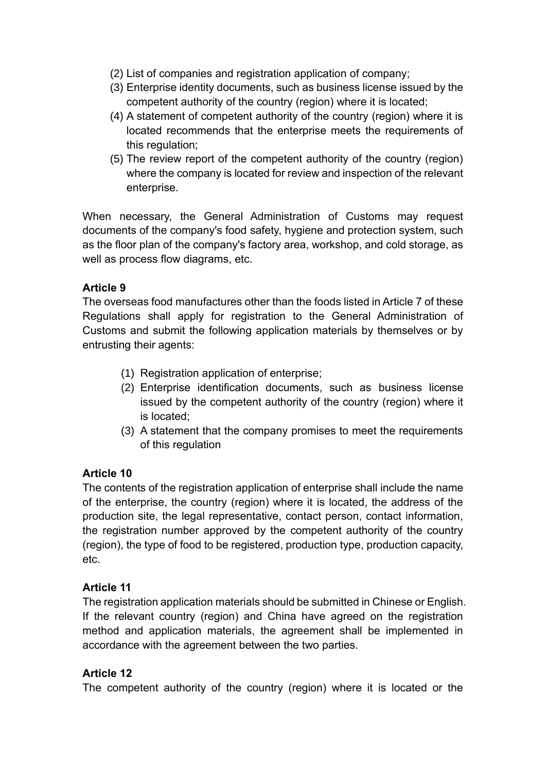(2) List of companies and registration application of company;
(3) Enterprise identity documents, such as business license issued by the competent authority of the country (region) where it is located;
(4) A statement of competent authority of the country (region) where it is located recommends that the enterprise meets the requirements of this regulation;
(5) The review report of the competent authority of the country (region) where the company is located for review and inspection of the relevant enterprise.

When necessary, the General Administration of Customs may request documents of the company's food safety, hygiene and protection system, such as the floor plan of the company's factory area, workshop, and cold storage, as well as process flow diagrams, etc.

**Article 9**
The overseas food manufactures other than the foods listed in Article 7 of these Regulations shall apply for registration to the General Administration of Customs and submit the following application materials by themselves or by entrusting their agents:

(1) Registration application of enterprise;
(2) Enterprise identification documents, such as business license issued by the competent authority of the country (region) where it is located;
(3) A statement that the company promises to meet the requirements of this regulation

**Article 10**
The contents of the registration application of enterprise shall include the name of the enterprise, the country (region) where it is located, the address of the production site, the legal representative, contact person, contact information, the registration number approved by the competent authority of the country (region), the type of food to be registered, production type, production capacity, etc.

**Article 11**
The registration application materials should be submitted in Chinese or English. If the relevant country (region) and China have agreed on the registration method and application materials, the agreement shall be implemented in accordance with the agreement between the two parties.

**Article 12**
The competent authority of the country (region) where it is located or the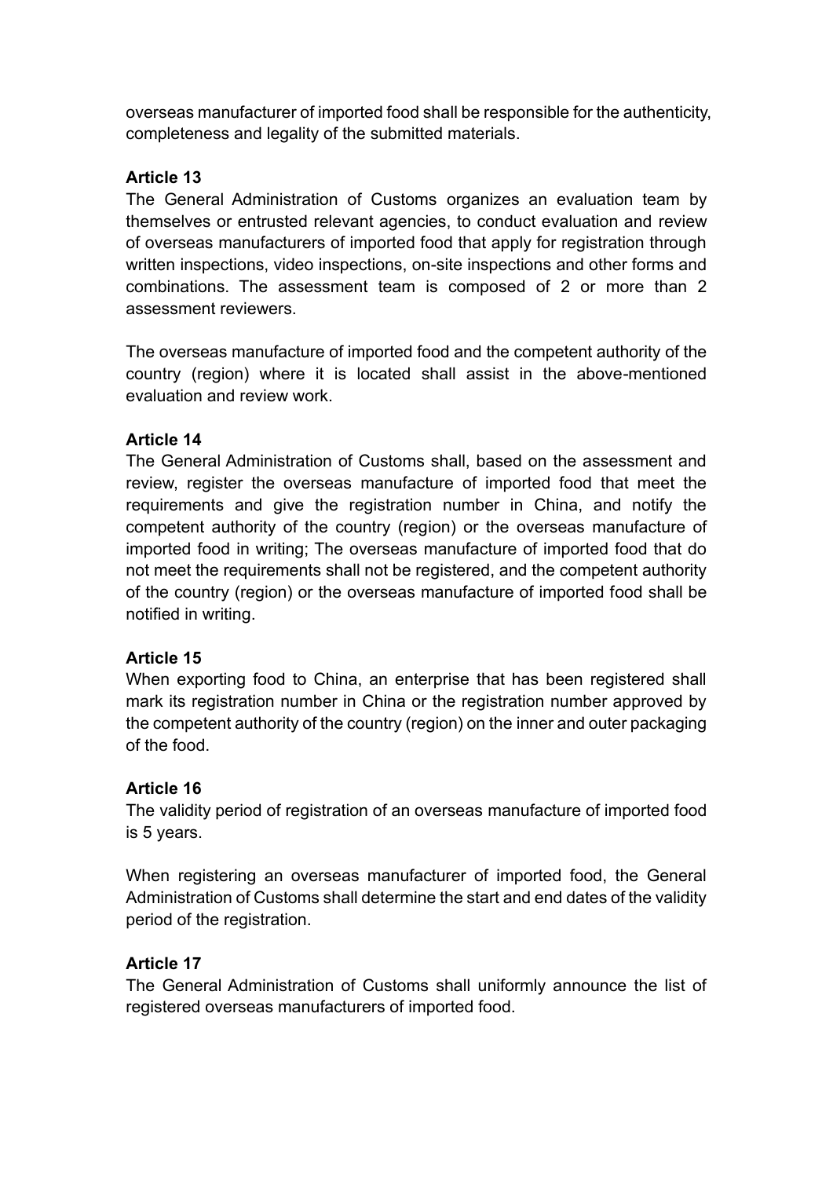overseas manufacturer of imported food shall be responsible for the authenticity, completeness and legality of the submitted materials.

**Article 13**

The General Administration of Customs organizes an evaluation team by themselves or entrusted relevant agencies, to conduct evaluation and review of overseas manufacturers of imported food that apply for registration through written inspections, video inspections, on-site inspections and other forms and combinations. The assessment team is composed of 2 or more than 2 assessment reviewers.

The overseas manufacture of imported food and the competent authority of the country (region) where it is located shall assist in the above-mentioned evaluation and review work.

**Article 14**

The General Administration of Customs shall, based on the assessment and review, register the overseas manufacture of imported food that meet the requirements and give the registration number in China, and notify the competent authority of the country (region) or the overseas manufacture of imported food in writing; The overseas manufacture of imported food that do not meet the requirements shall not be registered, and the competent authority of the country (region) or the overseas manufacture of imported food shall be notified in writing.

**Article 15**

When exporting food to China, an enterprise that has been registered shall mark its registration number in China or the registration number approved by the competent authority of the country (region) on the inner and outer packaging of the food.

**Article 16**

The validity period of registration of an overseas manufacture of imported food is 5 years.

When registering an overseas manufacturer of imported food, the General Administration of Customs shall determine the start and end dates of the validity period of the registration.

**Article 17**

The General Administration of Customs shall uniformly announce the list of registered overseas manufacturers of imported food.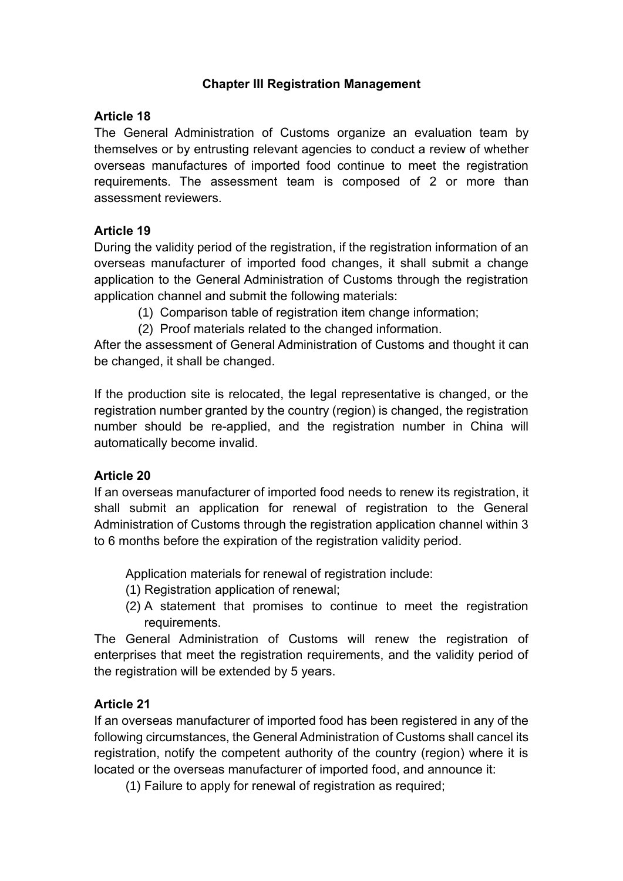## Chapter III Registration Management

### Article 18

The General Administration of Customs organize an evaluation team by themselves or by entrusting relevant agencies to conduct a review of whether overseas manufactures of imported food continue to meet the registration requirements. The assessment team is composed of 2 or more than assessment reviewers.

### Article 19

During the validity period of the registration, if the registration information of an overseas manufacturer of imported food changes, it shall submit a change application to the General Administration of Customs through the registration application channel and submit the following materials:

(1) Comparison table of registration item change information;

(2) Proof materials related to the changed information.

After the assessment of General Administration of Customs and thought it can be changed, it shall be changed.

If the production site is relocated, the legal representative is changed, or the registration number granted by the country (region) is changed, the registration number should be re-applied, and the registration number in China will automatically become invalid.

### Article 20

If an overseas manufacturer of imported food needs to renew its registration, it shall submit an application for renewal of registration to the General Administration of Customs through the registration application channel within 3 to 6 months before the expiration of the registration validity period.

Application materials for renewal of registration include:

(1) Registration application of renewal;

(2) A statement that promises to continue to meet the registration requirements.

The General Administration of Customs will renew the registration of enterprises that meet the registration requirements, and the validity period of the registration will be extended by 5 years.

### Article 21

If an overseas manufacturer of imported food has been registered in any of the following circumstances, the General Administration of Customs shall cancel its registration, notify the competent authority of the country (region) where it is located or the overseas manufacturer of imported food, and announce it:

(1) Failure to apply for renewal of registration as required;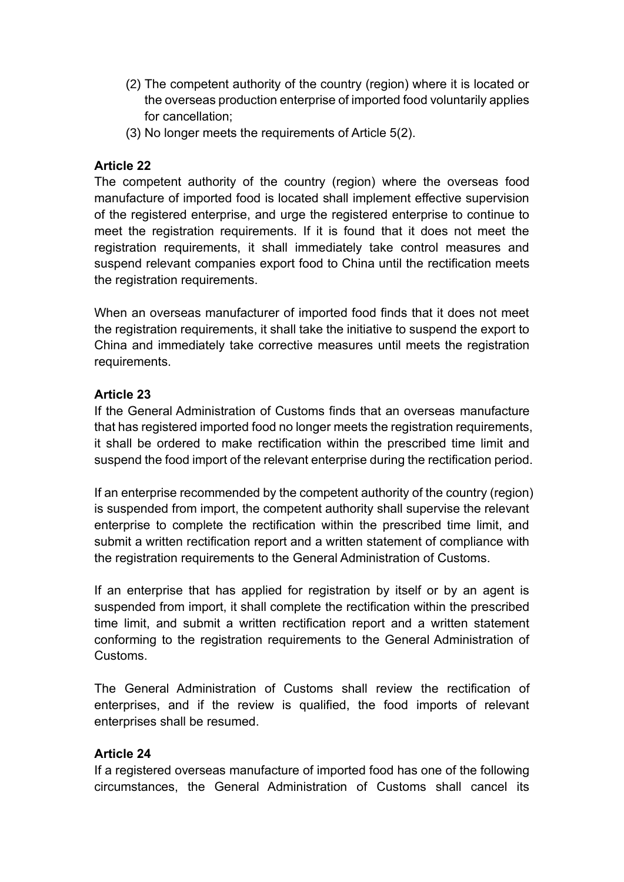(2) The competent authority of the country (region) where it is located or the overseas production enterprise of imported food voluntarily applies for cancellation;
(3) No longer meets the requirements of Article 5(2).

**Article 22**

The competent authority of the country (region) where the overseas food manufacture of imported food is located shall implement effective supervision of the registered enterprise, and urge the registered enterprise to continue to meet the registration requirements. If it is found that it does not meet the registration requirements, it shall immediately take control measures and suspend relevant companies export food to China until the rectification meets the registration requirements.

When an overseas manufacturer of imported food finds that it does not meet the registration requirements, it shall take the initiative to suspend the export to China and immediately take corrective measures until meets the registration requirements.

**Article 23**

If the General Administration of Customs finds that an overseas manufacture that has registered imported food no longer meets the registration requirements, it shall be ordered to make rectification within the prescribed time limit and suspend the food import of the relevant enterprise during the rectification period.

If an enterprise recommended by the competent authority of the country (region) is suspended from import, the competent authority shall supervise the relevant enterprise to complete the rectification within the prescribed time limit, and submit a written rectification report and a written statement of compliance with the registration requirements to the General Administration of Customs.

If an enterprise that has applied for registration by itself or by an agent is suspended from import, it shall complete the rectification within the prescribed time limit, and submit a written rectification report and a written statement conforming to the registration requirements to the General Administration of Customs.

The General Administration of Customs shall review the rectification of enterprises, and if the review is qualified, the food imports of relevant enterprises shall be resumed.

**Article 24**

If a registered overseas manufacture of imported food has one of the following circumstances, the General Administration of Customs shall cancel its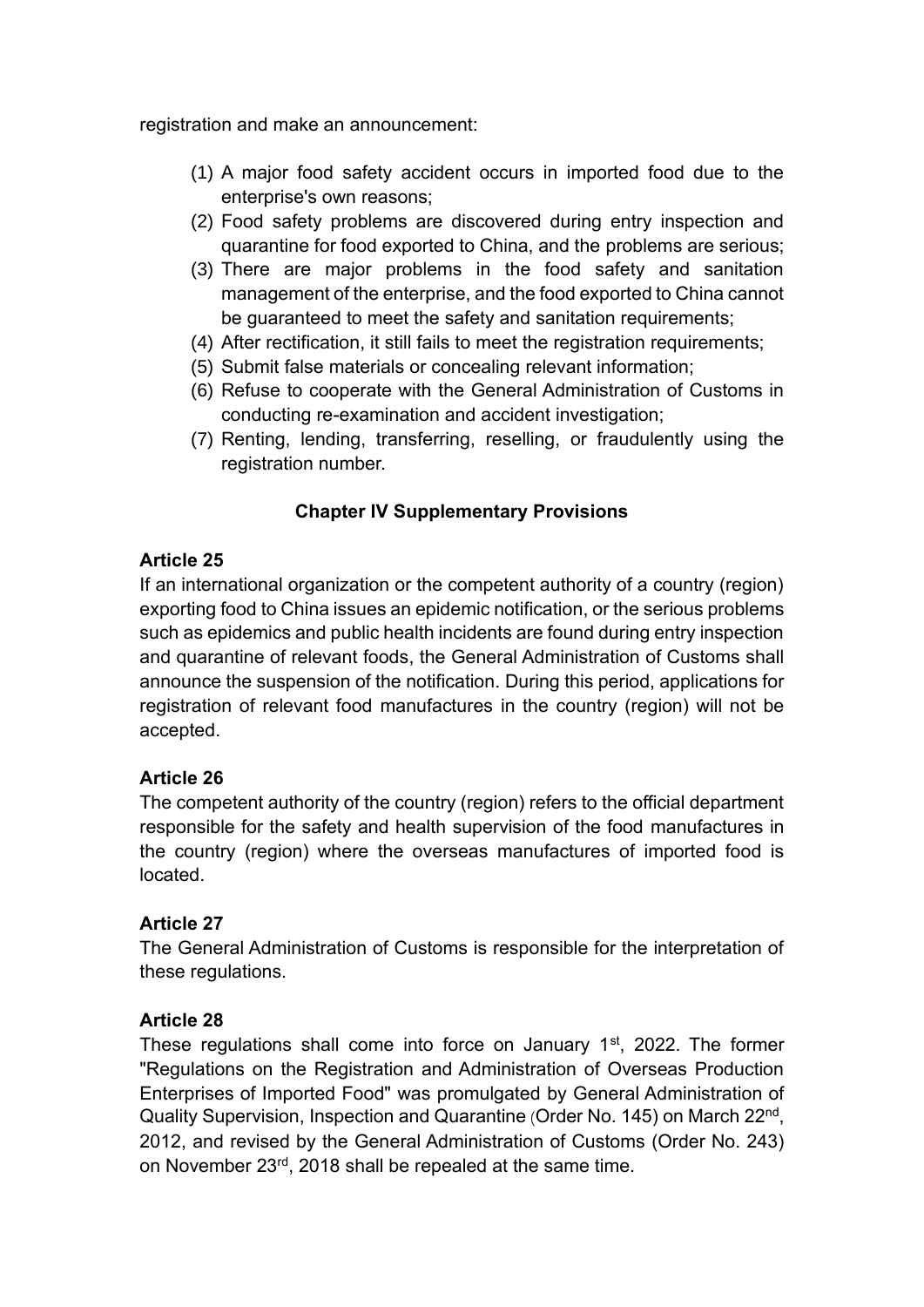registration and make an announcement:

(1) A major food safety accident occurs in imported food due to the enterprise's own reasons;
(2) Food safety problems are discovered during entry inspection and quarantine for food exported to China, and the problems are serious;
(3) There are major problems in the food safety and sanitation management of the enterprise, and the food exported to China cannot be guaranteed to meet the safety and sanitation requirements;
(4) After rectification, it still fails to meet the registration requirements;
(5) Submit false materials or concealing relevant information;
(6) Refuse to cooperate with the General Administration of Customs in conducting re-examination and accident investigation;
(7) Renting, lending, transferring, reselling, or fraudulently using the registration number.

## Chapter IV Supplementary Provisions

### Article 25

If an international organization or the competent authority of a country (region) exporting food to China issues an epidemic notification, or the serious problems such as epidemics and public health incidents are found during entry inspection and quarantine of relevant foods, the General Administration of Customs shall announce the suspension of the notification. During this period, applications for registration of relevant food manufactures in the country (region) will not be accepted.

### Article 26

The competent authority of the country (region) refers to the official department responsible for the safety and health supervision of the food manufactures in the country (region) where the overseas manufactures of imported food is located.

### Article 27

The General Administration of Customs is responsible for the interpretation of these regulations.

### Article 28

These regulations shall come into force on January 1st, 2022. The former "Regulations on the Registration and Administration of Overseas Production Enterprises of Imported Food" was promulgated by General Administration of Quality Supervision, Inspection and Quarantine (Order No. 145) on March 22nd, 2012, and revised by the General Administration of Customs (Order No. 243) on November 23rd, 2018 shall be repealed at the same time.